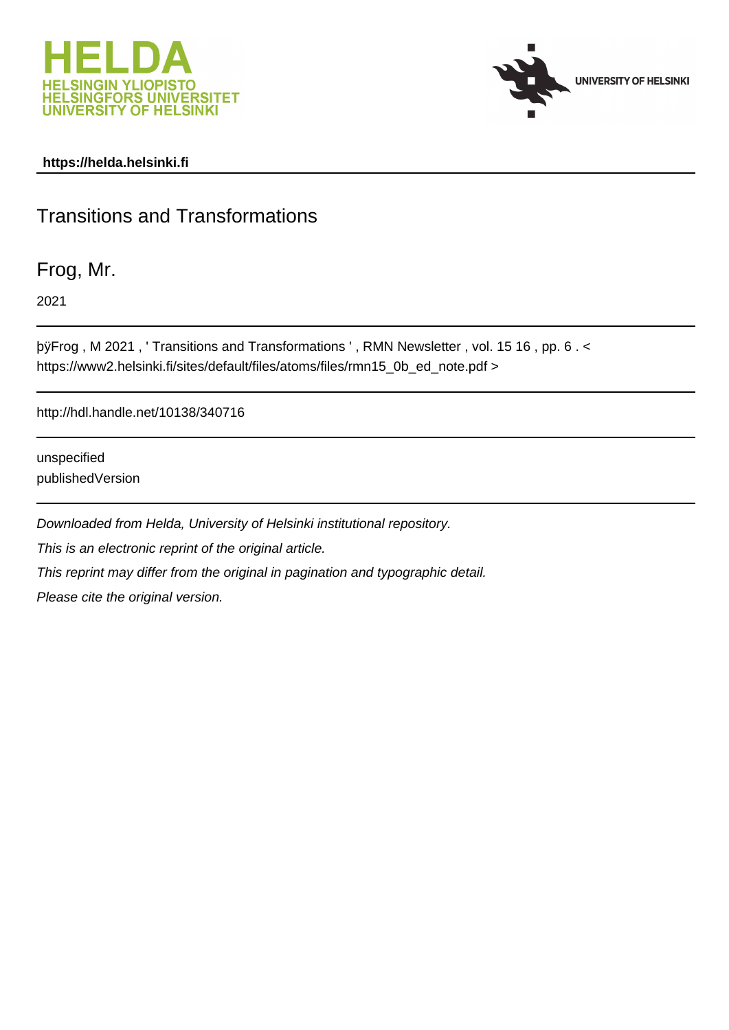HELDA
HELSINGIN YLIOPISTO
HELSINGFORS UNIVERSITET
UNIVERSITY OF HELSINKI

UNIVERSITY OF HELSINKI

**https://helda.helsinki.fi**

# Transitions and Transformations

Frog, Mr.

2021

þÿFrog , M 2021 , ' Transitions and Transformations ' , RMN Newsletter , vol. 15 16 , pp. 6 . < https://www2.helsinki.fi/sites/default/files/atoms/files/rmn15_0b_ed_note.pdf >

http://hdl.handle.net/10138/340716

unspecified
publishedVersion

*Downloaded from Helda, University of Helsinki institutional repository.*

*This is an electronic reprint of the original article.*

*This reprint may differ from the original in pagination and typographic detail.*

*Please cite the original version.*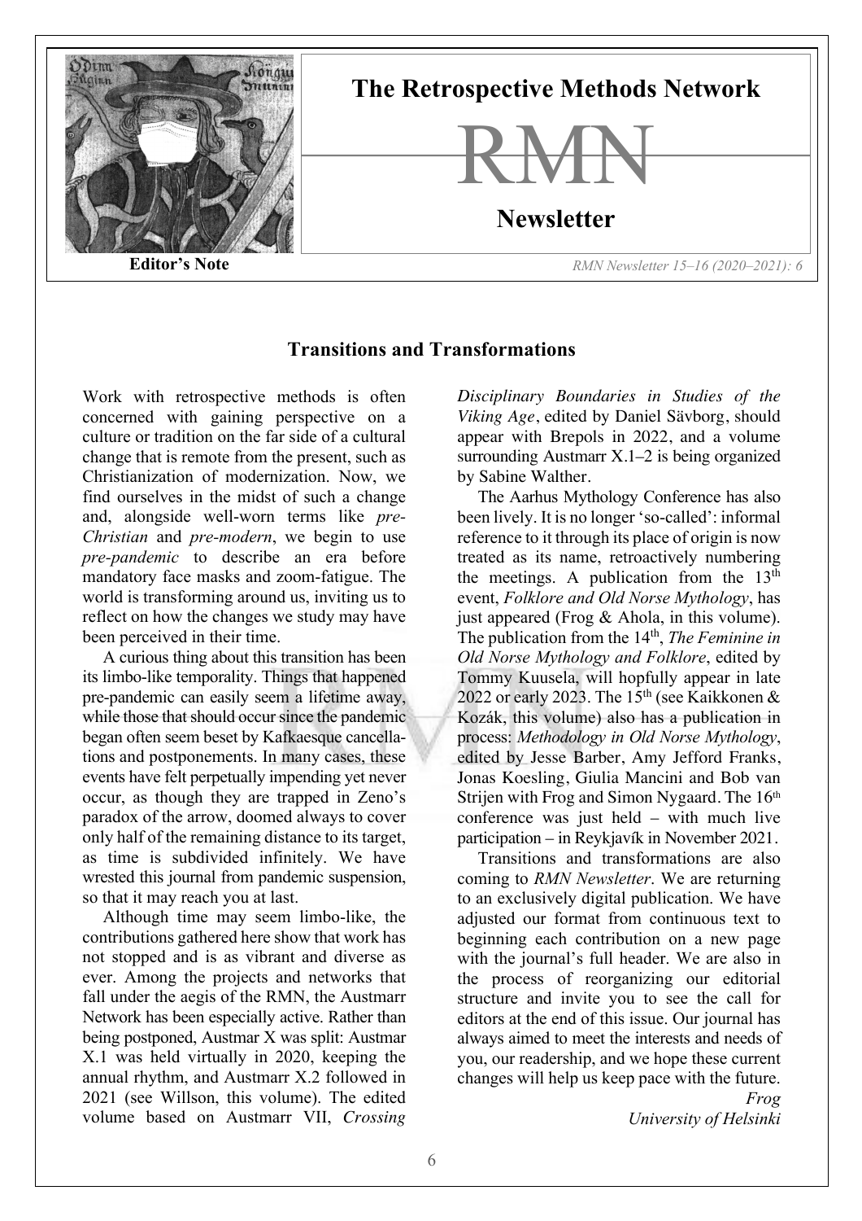# The Retrospective Methods Network

# RMN

## Newsletter

**Editor's Note**

## Transitions and Transformations

Work with retrospective methods is often concerned with gaining perspective on a culture or tradition on the far side of a cultural change that is remote from the present, such as Christianization of modernization. Now, we find ourselves in the midst of such a change and, alongside well-worn terms like *pre-Christian* and *pre-modern*, we begin to use *pre-pandemic* to describe an era before mandatory face masks and zoom-fatigue. The world is transforming around us, inviting us to reflect on how the changes we study may have been perceived in their time.

A curious thing about this transition has been its limbo-like temporality. Things that happened pre-pandemic can easily seem a lifetime away, while those that should occur since the pandemic began often seem beset by Kafkaesque cancellations and postponements. In many cases, these events have felt perpetually impending yet never occur, as though they are trapped in Zeno's paradox of the arrow, doomed always to cover only half of the remaining distance to its target, as time is subdivided infinitely. We have wrested this journal from pandemic suspension, so that it may reach you at last.

Although time may seem limbo-like, the contributions gathered here show that work has not stopped and is as vibrant and diverse as ever. Among the projects and networks that fall under the aegis of the RMN, the Austmarr Network has been especially active. Rather than being postponed, Austmar X was split: Austmar X.1 was held virtually in 2020, keeping the annual rhythm, and Austmarr X.2 followed in 2021 (see Willson, this volume). The edited volume based on Austmarr VII, *Crossing Disciplinary Boundaries in Studies of the Viking Age*, edited by Daniel Sävborg, should appear with Brepols in 2022, and a volume surrounding Austmarr X.1–2 is being organized by Sabine Walther.

The Aarhus Mythology Conference has also been lively. It is no longer 'so-called': informal reference to it through its place of origin is now treated as its name, retroactively numbering the meetings. A publication from the 13th event, *Folklore and Old Norse Mythology*, has just appeared (Frog & Ahola, in this volume). The publication from the 14th, *The Feminine in Old Norse Mythology and Folklore*, edited by Tommy Kuusela, will hopfully appear in late 2022 or early 2023. The 15th (see Kaikkonen & Kozák, this volume) also has a publication in process: *Methodology in Old Norse Mythology*, edited by Jesse Barber, Amy Jefford Franks, Jonas Koesling, Giulia Mancini and Bob van Strijen with Frog and Simon Nygaard. The 16th conference was just held – with much live participation – in Reykjavík in November 2021.

Transitions and transformations are also coming to *RMN Newsletter*. We are returning to an exclusively digital publication. We have adjusted our format from continuous text to beginning each contribution on a new page with the journal's full header. We are also in the process of reorganizing our editorial structure and invite you to see the call for editors at the end of this issue. Our journal has always aimed to meet the interests and needs of you, our readership, and we hope these current changes will help us keep pace with the future.

*Frog*
*University of Helsinki*